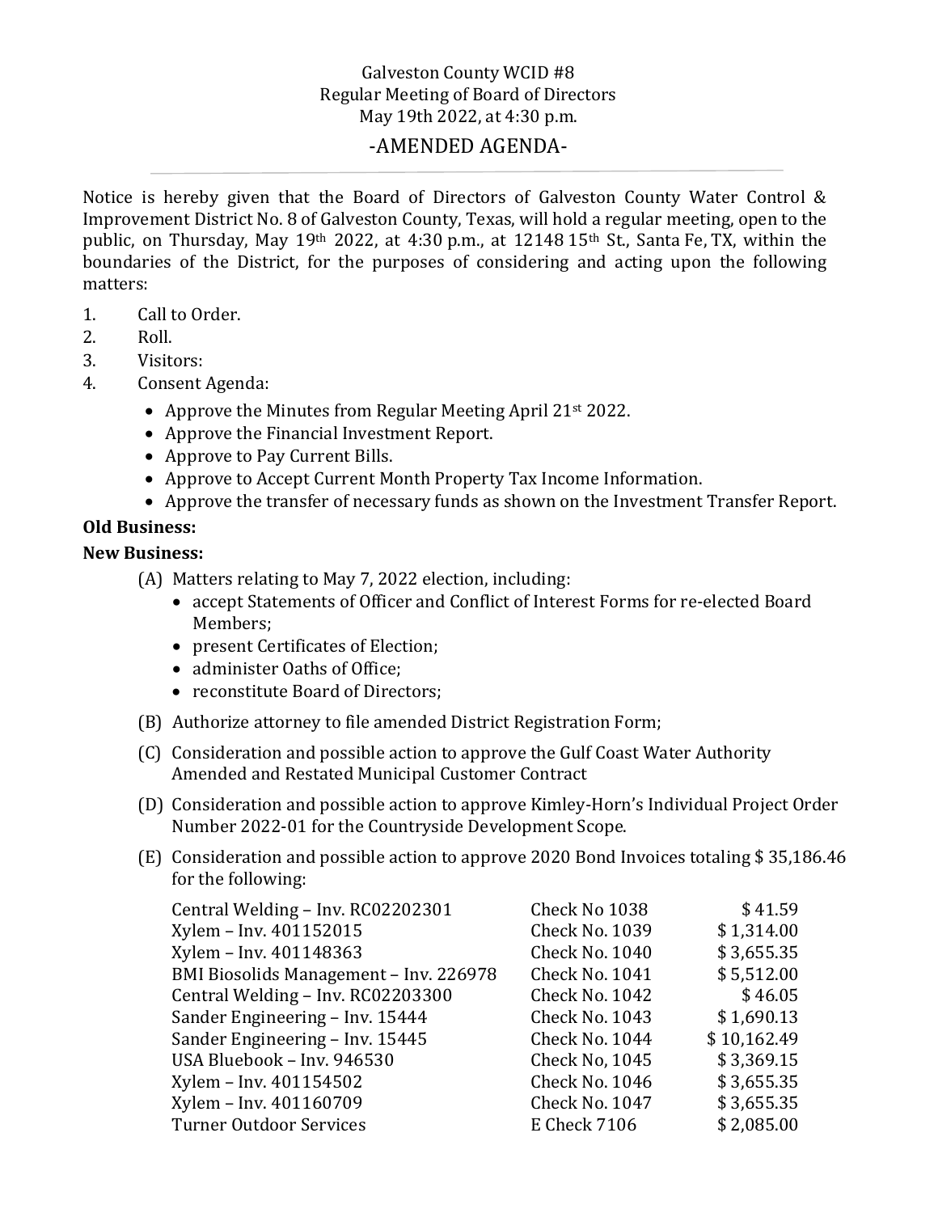Galveston County WCID #8
Regular Meeting of Board of Directors
May 19th 2022, at 4:30 p.m.

# -AMENDED AGENDA-

---

Notice is hereby given that the Board of Directors of Galveston County Water Control & Improvement District No. 8 of Galveston County, Texas, will hold a regular meeting, open to the public, on Thursday, May 19th 2022, at 4:30 p.m., at 12148 15th St., Santa Fe, TX, within the boundaries of the District, for the purposes of considering and acting upon the following matters:

1. Call to Order.
2. Roll.
3. Visitors:
4. Consent Agenda:
    - Approve the Minutes from Regular Meeting April 21st 2022.
    - Approve the Financial Investment Report.
    - Approve to Pay Current Bills.
    - Approve to Accept Current Month Property Tax Income Information.
    - Approve the transfer of necessary funds as shown on the Investment Transfer Report.

**Old Business:**

**New Business:**

(A) Matters relating to May 7, 2022 election, including:
- accept Statements of Officer and Conflict of Interest Forms for re-elected Board Members;
- present Certificates of Election;
- administer Oaths of Office;
- reconstitute Board of Directors;

(B) Authorize attorney to file amended District Registration Form;

(C) Consideration and possible action to approve the Gulf Coast Water Authority Amended and Restated Municipal Customer Contract

(D) Consideration and possible action to approve Kimley-Horn's Individual Project Order Number 2022-01 for the Countryside Development Scope.

(E) Consideration and possible action to approve 2020 Bond Invoices totaling $ 35,186.46 for the following:

| | | |
|---|---|---|
| Central Welding – Inv. RC02202301 | Check No 1038 | $ 41.59 |
| Xylem – Inv. 401152015 | Check No. 1039 | $ 1,314.00 |
| Xylem – Inv. 401148363 | Check No. 1040 | $ 3,655.35 |
| BMI Biosolids Management – Inv. 226978 | Check No. 1041 | $ 5,512.00 |
| Central Welding – Inv. RC02203300 | Check No. 1042 | $ 46.05 |
| Sander Engineering – Inv. 15444 | Check No. 1043 | $ 1,690.13 |
| Sander Engineering – Inv. 15445 | Check No. 1044 | $ 10,162.49 |
| USA Bluebook – Inv. 946530 | Check No, 1045 | $ 3,369.15 |
| Xylem – Inv. 401154502 | Check No. 1046 | $ 3,655.35 |
| Xylem – Inv. 401160709 | Check No. 1047 | $ 3,655.35 |
| Turner Outdoor Services | E Check 7106 | $ 2,085.00 |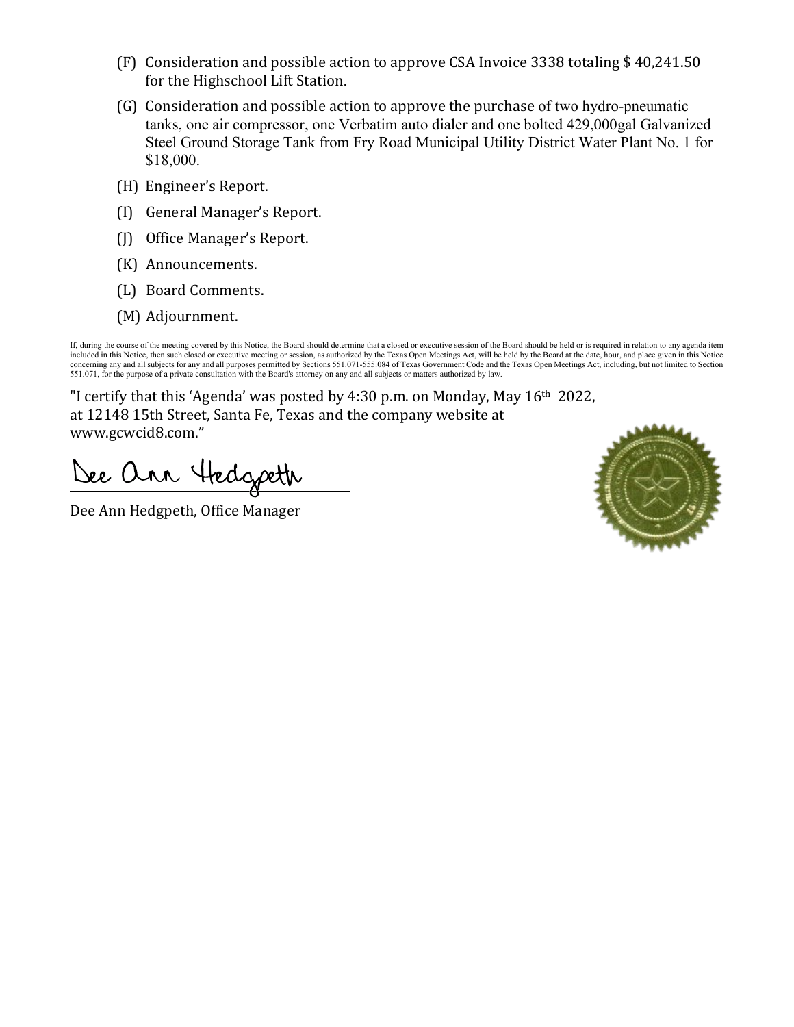(F) Consideration and possible action to approve CSA Invoice 3338 totaling $ 40,241.50 for the Highschool Lift Station.

(G) Consideration and possible action to approve the purchase of two hydro-pneumatic tanks, one air compressor, one Verbatim auto dialer and one bolted 429,000gal Galvanized Steel Ground Storage Tank from Fry Road Municipal Utility District Water Plant No. 1 for $18,000.

(H) Engineer's Report.

(I) General Manager's Report.

(J) Office Manager's Report.

(K) Announcements.

(L) Board Comments.

(M) Adjournment.

If, during the course of the meeting covered by this Notice, the Board should determine that a closed or executive session of the Board should be held or is required in relation to any agenda item included in this Notice, then such closed or executive meeting or session, as authorized by the Texas Open Meetings Act, will be held by the Board at the date, hour, and place given in this Notice concerning any and all subjects for any and all purposes permitted by Sections 551.071-555.084 of Texas Government Code and the Texas Open Meetings Act, including, but not limited to Section 551.071, for the purpose of a private consultation with the Board's attorney on any and all subjects or matters authorized by law.

"I certify that this 'Agenda' was posted by 4:30 p.m. on Monday, May 16th 2022, at 12148 15th Street, Santa Fe, Texas and the company website at www.gcwcid8.com."

Dee Ann Hedgpeth

Dee Ann Hedgpeth, Office Manager